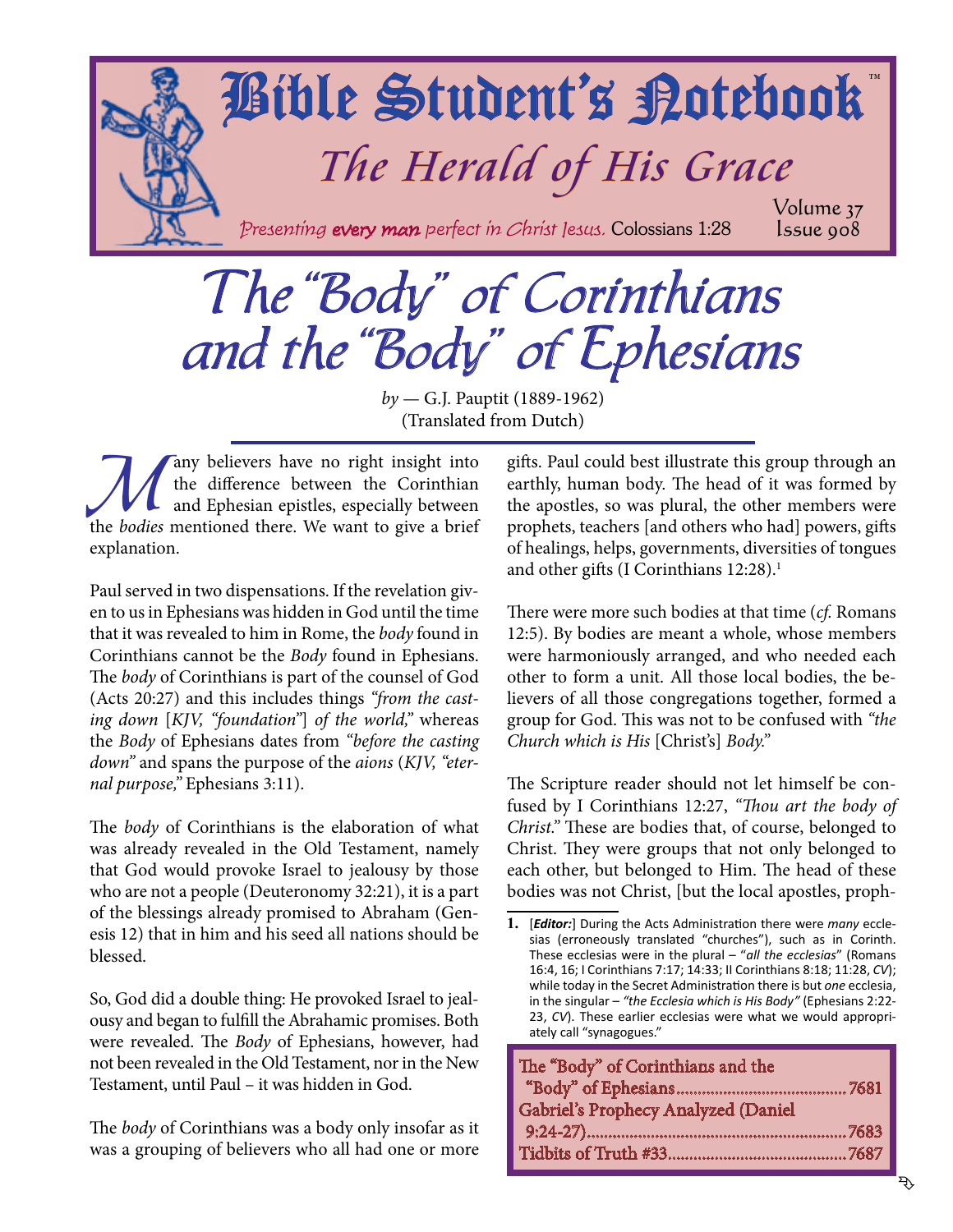# Bible Student's Notebook™

## The Herald of His Grace

*Presenting **every man** perfect in Christ Jesus.* Colossians 1:28

Volume 37
Issue 908

# The "Body" of Corinthians and the "Body" of Ephesians

*by* — G.J. Pauptit (1889-1962)
(Translated from Dutch)

Many believers have no right insight into the difference between the Corinthian and Ephesian epistles, especially between the *bodies* mentioned there. We want to give a brief explanation.

Paul served in two dispensations. If the revelation given to us in Ephesians was hidden in God until the time that it was revealed to him in Rome, the *body* found in Corinthians cannot be the *Body* found in Ephesians. The *body* of Corinthians is part of the counsel of God (Acts 20:27) and this includes things *"from the casting down* [*KJV, "foundation"*] *of the world,"* whereas the *Body* of Ephesians dates from *"before the casting down"* and spans the purpose of the *aions* (*KJV, "eternal purpose,"* Ephesians 3:11).

The *body* of Corinthians is the elaboration of what was already revealed in the Old Testament, namely that God would provoke Israel to jealousy by those who are not a people (Deuteronomy 32:21), it is a part of the blessings already promised to Abraham (Genesis 12) that in him and his seed all nations should be blessed.

So, God did a double thing: He provoked Israel to jealousy and began to fulfill the Abrahamic promises. Both were revealed. The *Body* of Ephesians, however, had not been revealed in the Old Testament, nor in the New Testament, until Paul – it was hidden in God.

The *body* of Corinthians was a body only insofar as it was a grouping of believers who all had one or more gifts. Paul could best illustrate this group through an earthly, human body. The head of it was formed by the apostles, so was plural, the other members were prophets, teachers [and others who had] powers, gifts of healings, helps, governments, diversities of tongues and other gifts (I Corinthians 12:28).[1]

There were more such bodies at that time (*cf.* Romans 12:5). By bodies are meant a whole, whose members were harmoniously arranged, and who needed each other to form a unit. All those local bodies, the believers of all those congregations together, formed a group for God. This was not to be confused with *"the Church which is His* [Christ's] *Body."*

The Scripture reader should not let himself be confused by I Corinthians 12:27, *"Thou art the body of Christ."* These are bodies that, of course, belonged to Christ. They were groups that not only belonged to each other, but belonged to Him. The head of these bodies was not Christ, [but the local apostles, proph-

---

1. [***Editor:***] During the Acts Administration there were *many* ecclesias (erroneously translated "churches"), such as in Corinth. These ecclesias were in the plural – "*all the ecclesias*" (Romans 16:4, 16; I Corinthians 7:17; 14:33; II Corinthians 8:18; 11:28, *CV*); while today in the Secret Administration there is but *one* ecclesia, in the singular – *"the Ecclesia which is His Body"* (Ephesians 2:22-23, *CV*). These earlier ecclesias were what we would appropriately call "synagogues."

---

| | |
|---|---|
| The "Body" of Corinthians and the "Body" of Ephesians | 7681 |
| Gabriel's Prophecy Analyzed (Daniel 9:24-27) | 7683 |
| Tidbits of Truth #33 | 7687 |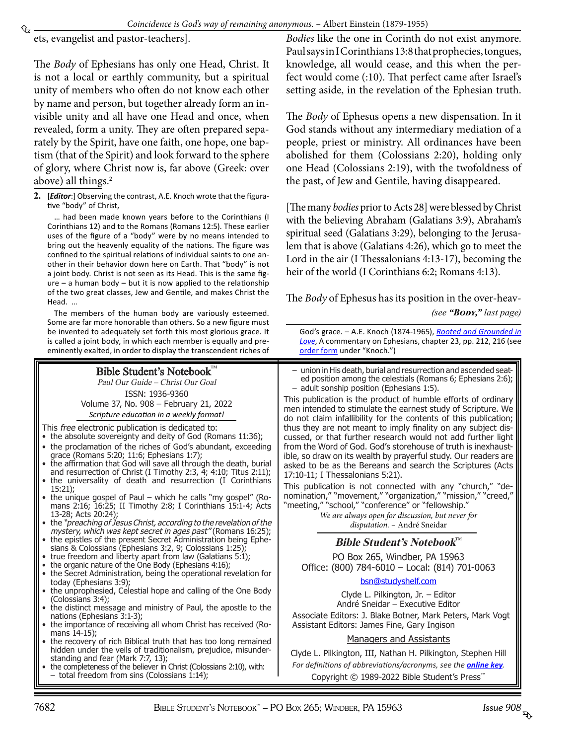ets, evangelist and pastor-teachers].

The *Body* of Ephesians has only one Head, Christ. It is not a local or earthly community, but a spiritual unity of members who often do not know each other by name and person, but together already form an invisible unity and all have one Head and once, when revealed, form a unity. They are often prepared separately by the Spirit, have one faith, one hope, one baptism (that of the Spirit) and look forward to the sphere of glory, where Christ now is, far above (Greek: over above) all things.[2]

*Bodies* like the one in Corinth do not exist anymore. Paul says in I Corinthians 13:8 that prophecies, tongues, knowledge, all would cease, and this when the perfect would come (:10). That perfect came after Israel's setting aside, in the revelation of the Ephesian truth.

The *Body* of Ephesus opens a new dispensation. In it God stands without any intermediary mediation of a people, priest or ministry. All ordinances have been abolished for them (Colossians 2:20), holding only one Head (Colossians 2:19), with the twofoldness of the past, of Jew and Gentile, having disappeared.

[The many *bodies* prior to Acts 28] were blessed by Christ with the believing Abraham (Galatians 3:9), Abraham's spiritual seed (Galatians 3:29), belonging to the Jerusalem that is above (Galatians 4:26), which go to meet the Lord in the air (I Thessalonians 4:13-17), becoming the heir of the world (I Corinthians 6:2; Romans 4:13).

The *Body* of Ephesus has its position in the over-heav-

*(see **"Body,"** last page)*

---

2. [***Editor***:] Observing the contrast, A.E. Knoch wrote that the figurative "body" of Christ,

… had been made known years before to the Corinthians (I Corinthians 12) and to the Romans (Romans 12:5). These earlier uses of the figure of a "body" were by no means intended to bring out the heavenly equality of the nations. The figure was confined to the spiritual relations of individual saints to one another in their behavior down here on Earth. That "body" is not a joint body. Christ is not seen as its Head. This is the same figure – a human body – but it is now applied to the relationship of the two great classes, Jew and Gentile, and makes Christ the Head. …

The members of the human body are variously esteemed. Some are far more honorable than others. So a new figure must be invented to adequately set forth this most glorious grace. It is called a joint body, in which each member is equally and preeminently exalted, in order to display the transcendent riches of God's grace. – A.E. Knoch (1874-1965), *Rooted and Grounded in Love*, A commentary on Ephesians, chapter 23, pp. 212, 216 (see order form under "Knoch.")

---

## Bible Student's Notebook™

*Paul Our Guide – Christ Our Goal*

ISSN: 1936-9360

Volume 37, No. 908 – February 21, 2022

*Scripture education in a weekly format!*

This *free* electronic publication is dedicated to:

- the absolute sovereignty and deity of God (Romans 11:36);
- the proclamation of the riches of God's abundant, exceeding grace (Romans 5:20; 11:6; Ephesians 1:7);
- the affirmation that God will save all through the death, burial and resurrection of Christ (I Timothy 2:3, 4; 4:10; Titus 2:11);
- the universality of death and resurrection (I Corinthians 15:21);
- the unique gospel of Paul – which he calls "my gospel" (Romans 2:16; 16:25; II Timothy 2:8; I Corinthians 15:1-4; Acts 13-28; Acts 20:24);
- the *"preaching of Jesus Christ, according to the revelation of the mystery, which was kept secret in ages past"* (Romans 16:25);
- the epistles of the present Secret Administration being Ephesians & Colossians (Ephesians 3:2, 9; Colossians 1:25);
- true freedom and liberty apart from law (Galatians 5:1);
- the organic nature of the One Body (Ephesians 4:16);
- the Secret Administration, being the operational revelation for today (Ephesians 3:9);
- the unprophesied, Celestial hope and calling of the One Body (Colossians 3:4);
- the distinct message and ministry of Paul, the apostle to the nations (Ephesians 3:1-3);
- the importance of receiving all whom Christ has received (Romans 14-15);
- the recovery of rich Biblical truth that has too long remained hidden under the veils of traditionalism, prejudice, misunderstanding and fear (Mark 7:7, 13);
- the completeness of the believer in Christ (Colossians 2:10), with:
  - total freedom from sins (Colossians 1:14);
  - union in His death, burial and resurrection and ascended seated position among the celestials (Romans 6; Ephesians 2:6);
  - adult sonship position (Ephesians 1:5).

This publication is the product of humble efforts of ordinary men intended to stimulate the earnest study of Scripture. We do not claim infallibility for the contents of this publication; thus they are not meant to imply finality on any subject discussed, or that further research would not add further light from the Word of God. God's storehouse of truth is inexhaustible, so draw on its wealth by prayerful study. Our readers are asked to be as the Bereans and search the Scriptures (Acts 17:10-11; I Thessalonians 5:21).

This publication is not connected with any "church," "denomination," "movement," "organization," "mission," "creed," "meeting," "school," "conference" or "fellowship."

*We are always open for discussion, but never for disputation.* – André Sneidar

### *Bible Student's Notebook*™

PO Box 265, Windber, PA 15963
Office: (800) 784-6010 – Local: (814) 701-0063

bsn@studyshelf.com

Clyde L. Pilkington, Jr. – Editor
André Sneidar – Executive Editor

Associate Editors: J. Blake Botner, Mark Peters, Mark Vogt
Assistant Editors: James Fine, Gary Ingison

Managers and Assistants

Clyde L. Pilkington, III, Nathan H. Pilkington, Stephen Hill

*For definitions of abbreviations/acronyms, see the* ***online key***.

Copyright © 1989-2022 Bible Student's Press™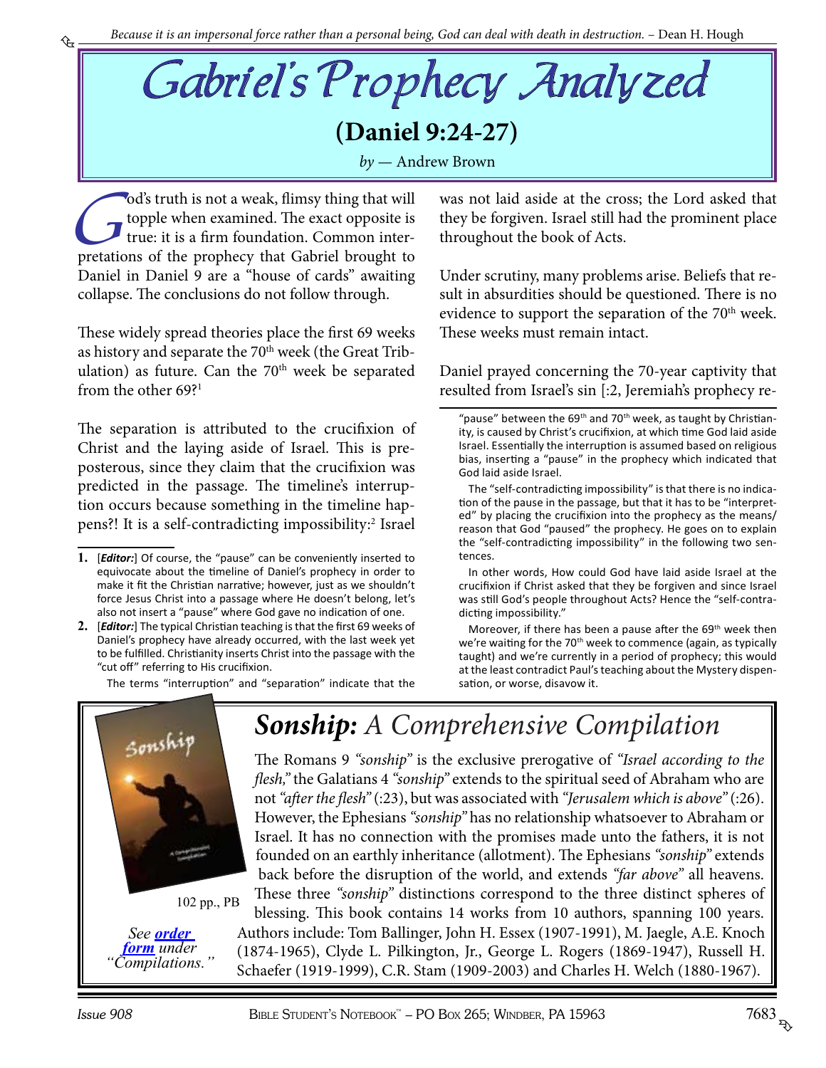*Because it is an impersonal force rather than a personal being, God can deal with death in destruction.* – Dean H. Hough

# Gabriel's Prophecy Analyzed

## (Daniel 9:24-27)

*by* — Andrew Brown

God's truth is not a weak, flimsy thing that will topple when examined. The exact opposite is true: it is a firm foundation. Common interpretations of the prophecy that Gabriel brought to Daniel in Daniel 9 are a "house of cards" awaiting collapse. The conclusions do not follow through.

These widely spread theories place the first 69 weeks as history and separate the 70th week (the Great Tribulation) as future. Can the 70th week be separated from the other 69?[1]

The separation is attributed to the crucifixion of Christ and the laying aside of Israel. This is preposterous, since they claim that the crucifixion was predicted in the passage. The timeline's interruption occurs because something in the timeline happens?! It is a self-contradicting impossibility:[2] Israel was not laid aside at the cross; the Lord asked that they be forgiven. Israel still had the prominent place throughout the book of Acts.

Under scrutiny, many problems arise. Beliefs that result in absurdities should be questioned. There is no evidence to support the separation of the 70th week. These weeks must remain intact.

Daniel prayed concerning the 70-year captivity that resulted from Israel's sin [:2, Jeremiah's prophecy re-

---

1. [***Editor:***] Of course, the "pause" can be conveniently inserted to equivocate about the timeline of Daniel's prophecy in order to make it fit the Christian narrative; however, just as we shouldn't force Jesus Christ into a passage where He doesn't belong, let's also not insert a "pause" where God gave no indication of one.

2. [***Editor:***] The typical Christian teaching is that the first 69 weeks of Daniel's prophecy have already occurred, with the last week yet to be fulfilled. Christianity inserts Christ into the passage with the "cut off" referring to His crucifixion.

   The terms "interruption" and "separation" indicate that the "pause" between the 69th and 70th week, as taught by Christianity, is caused by Christ's crucifixion, at which time God laid aside Israel. Essentially the interruption is assumed based on religious bias, inserting a "pause" in the prophecy which indicated that God laid aside Israel.

   The "self-contradicting impossibility" is that there is no indication of the pause in the passage, but that it has to be "interpreted" by placing the crucifixion into the prophecy as the means/reason that God "paused" the prophecy. He goes on to explain the "self-contradicting impossibility" in the following two sentences.

   In other words, How could God have laid aside Israel at the crucifixion if Christ asked that they be forgiven and since Israel was still God's people throughout Acts? Hence the "self-contradicting impossibility."

   Moreover, if there has been a pause after the 69th week then we're waiting for the 70th week to commence (again, as typically taught) and we're currently in a period of prophecy; this would at the least contradict Paul's teaching about the Mystery dispensation, or worse, disavow it.

---

## ***Sonship:*** *A Comprehensive Compilation*

102 pp., PB

*See **order form** under "Compilations."*

The Romans 9 *"sonship"* is the exclusive prerogative of *"Israel according to the flesh,"* the Galatians 4 *"sonship"* extends to the spiritual seed of Abraham who are not *"after the flesh"* (:23), but was associated with *"Jerusalem which is above"* (:26). However, the Ephesians *"sonship"* has no relationship whatsoever to Abraham or Israel. It has no connection with the promises made unto the fathers, it is not founded on an earthly inheritance (allotment). The Ephesians *"sonship"* extends back before the disruption of the world, and extends *"far above"* all heavens. These three *"sonship"* distinctions correspond to the three distinct spheres of blessing. This book contains 14 works from 10 authors, spanning 100 years. Authors include: Tom Ballinger, John H. Essex (1907-1991), M. Jaegle, A.E. Knoch (1874-1965), Clyde L. Pilkington, Jr., George L. Rogers (1869-1947), Russell H. Schaefer (1919-1999), C.R. Stam (1909-2003) and Charles H. Welch (1880-1967).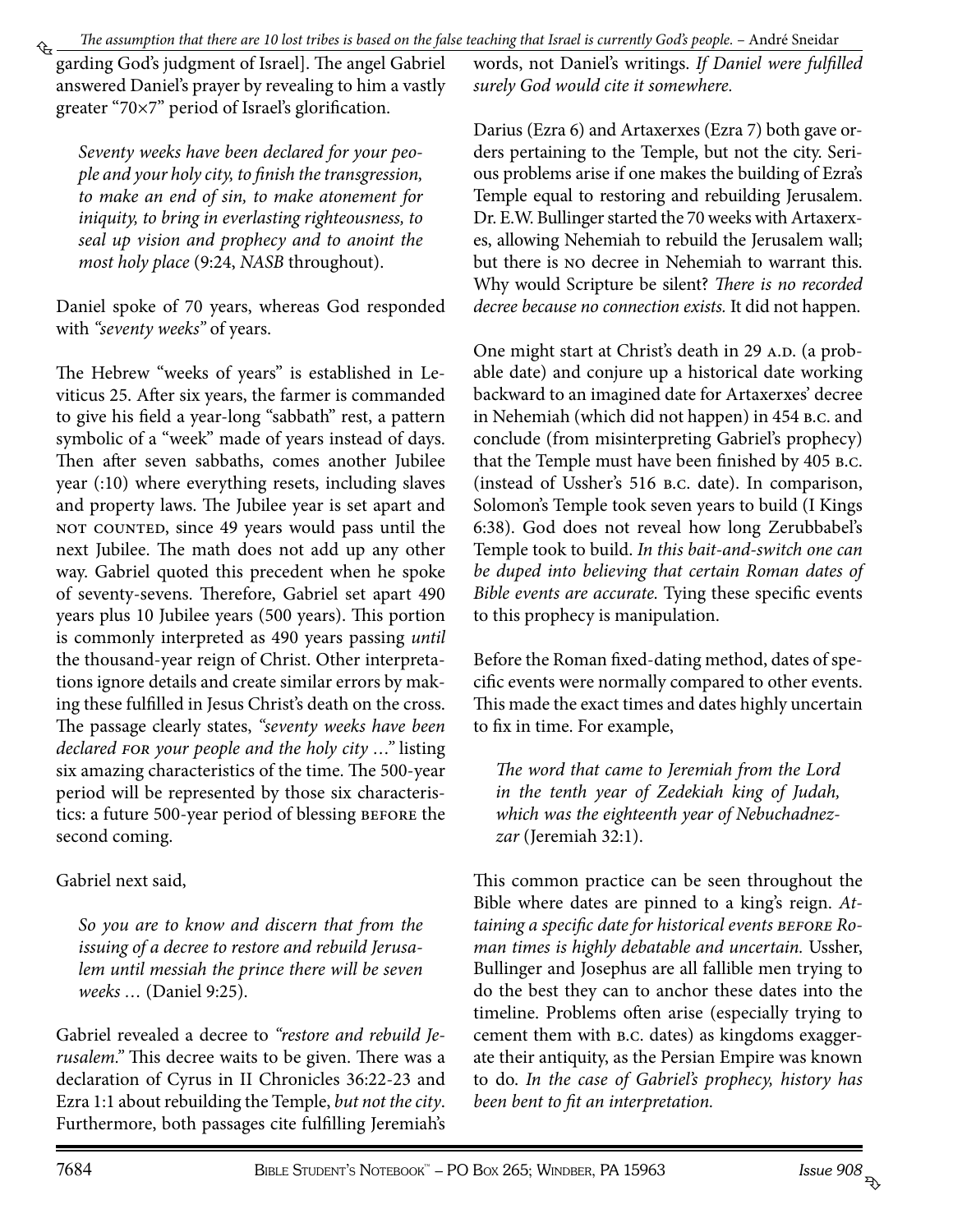garding God's judgment of Israel]. The angel Gabriel answered Daniel's prayer by revealing to him a vastly greater "70×7" period of Israel's glorification.

> *Seventy weeks have been declared for your people and your holy city, to finish the transgression, to make an end of sin, to make atonement for iniquity, to bring in everlasting righteousness, to seal up vision and prophecy and to anoint the most holy place* (9:24, *NASB* throughout).

Daniel spoke of 70 years, whereas God responded with *"seventy weeks"* of years.

The Hebrew "weeks of years" is established in Leviticus 25. After six years, the farmer is commanded to give his field a year-long "sabbath" rest, a pattern symbolic of a "week" made of years instead of days. Then after seven sabbaths, comes another Jubilee year (:10) where everything resets, including slaves and property laws. The Jubilee year is set apart and NOT COUNTED, since 49 years would pass until the next Jubilee. The math does not add up any other way. Gabriel quoted this precedent when he spoke of seventy-sevens. Therefore, Gabriel set apart 490 years plus 10 Jubilee years (500 years). This portion is commonly interpreted as 490 years passing *until* the thousand-year reign of Christ. Other interpretations ignore details and create similar errors by making these fulfilled in Jesus Christ's death on the cross. The passage clearly states, *"seventy weeks have been declared* FOR *your people and the holy city …"* listing six amazing characteristics of the time. The 500-year period will be represented by those six characteristics: a future 500-year period of blessing BEFORE the second coming.

Gabriel next said,

> *So you are to know and discern that from the issuing of a decree to restore and rebuild Jerusalem until messiah the prince there will be seven weeks …* (Daniel 9:25).

Gabriel revealed a decree to *"restore and rebuild Jerusalem."* This decree waits to be given. There was a declaration of Cyrus in II Chronicles 36:22-23 and Ezra 1:1 about rebuilding the Temple, *but not the city*. Furthermore, both passages cite fulfilling Jeremiah's words, not Daniel's writings. *If Daniel were fulfilled surely God would cite it somewhere.*

Darius (Ezra 6) and Artaxerxes (Ezra 7) both gave orders pertaining to the Temple, but not the city. Serious problems arise if one makes the building of Ezra's Temple equal to restoring and rebuilding Jerusalem. Dr. E.W. Bullinger started the 70 weeks with Artaxerxes, allowing Nehemiah to rebuild the Jerusalem wall; but there is NO decree in Nehemiah to warrant this. Why would Scripture be silent? *There is no recorded decree because no connection exists.* It did not happen.

One might start at Christ's death in 29 A.D. (a probable date) and conjure up a historical date working backward to an imagined date for Artaxerxes' decree in Nehemiah (which did not happen) in 454 B.C. and conclude (from misinterpreting Gabriel's prophecy) that the Temple must have been finished by 405 B.C. (instead of Ussher's 516 B.C. date). In comparison, Solomon's Temple took seven years to build (I Kings 6:38). God does not reveal how long Zerubbabel's Temple took to build. *In this bait-and-switch one can be duped into believing that certain Roman dates of Bible events are accurate.* Tying these specific events to this prophecy is manipulation.

Before the Roman fixed-dating method, dates of specific events were normally compared to other events. This made the exact times and dates highly uncertain to fix in time. For example,

> *The word that came to Jeremiah from the Lord in the tenth year of Zedekiah king of Judah, which was the eighteenth year of Nebuchadnezzar* (Jeremiah 32:1).

This common practice can be seen throughout the Bible where dates are pinned to a king's reign. *Attaining a specific date for historical events* BEFORE *Roman times is highly debatable and uncertain.* Ussher, Bullinger and Josephus are all fallible men trying to do the best they can to anchor these dates into the timeline. Problems often arise (especially trying to cement them with B.C. dates) as kingdoms exaggerate their antiquity, as the Persian Empire was known to do. *In the case of Gabriel's prophecy, history has been bent to fit an interpretation.*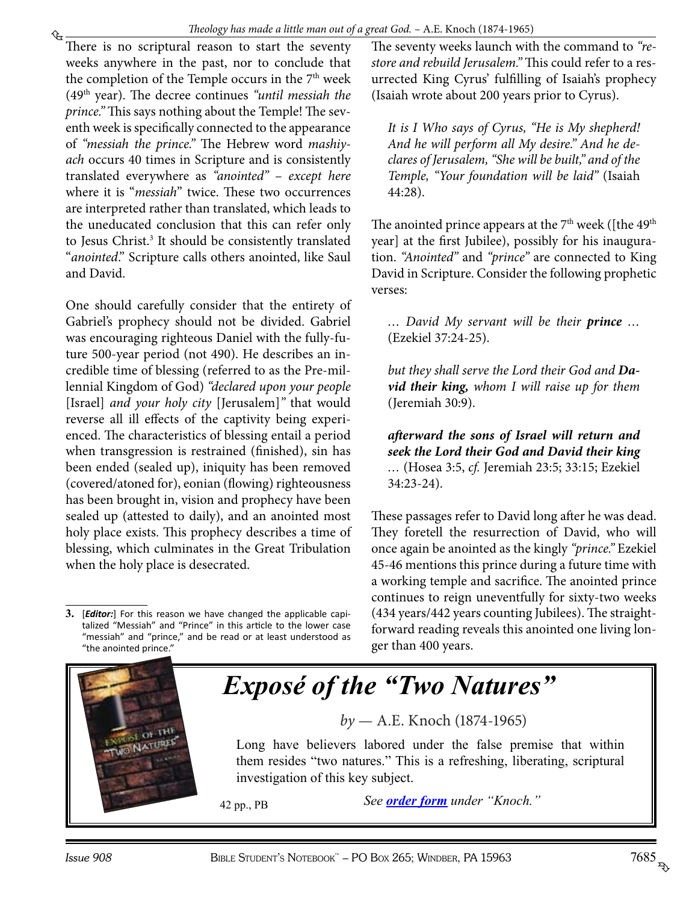There is no scriptural reason to start the seventy weeks anywhere in the past, nor to conclude that the completion of the Temple occurs in the 7th week (49th year). The decree continues *"until messiah the prince."* This says nothing about the Temple! The seventh week is specifically connected to the appearance of *"messiah the prince."* The Hebrew word *mashiyach* occurs 40 times in Scripture and is consistently translated everywhere as *"anointed" – except here* where it is "*messiah*" twice. These two occurrences are interpreted rather than translated, which leads to the uneducated conclusion that this can refer only to Jesus Christ.[3] It should be consistently translated "*anointed*." Scripture calls others anointed, like Saul and David.

One should carefully consider that the entirety of Gabriel's prophecy should not be divided. Gabriel was encouraging righteous Daniel with the fully-future 500-year period (not 490). He describes an incredible time of blessing (referred to as the Pre-millennial Kingdom of God) *"declared upon your people* [Israel] *and your holy city* [Jerusalem]*"* that would reverse all ill effects of the captivity being experienced. The characteristics of blessing entail a period when transgression is restrained (finished), sin has been ended (sealed up), iniquity has been removed (covered/atoned for), eonian (flowing) righteousness has been brought in, vision and prophecy have been sealed up (attested to daily), and an anointed most holy place exists. This prophecy describes a time of blessing, which culminates in the Great Tribulation when the holy place is desecrated.

The seventy weeks launch with the command to *"restore and rebuild Jerusalem."* This could refer to a resurrected King Cyrus' fulfilling of Isaiah's prophecy (Isaiah wrote about 200 years prior to Cyrus).

> *It is I Who says of Cyrus, "He is My shepherd! And he will perform all My desire." And he declares of Jerusalem, "She will be built," and of the Temple, "Your foundation will be laid"* (Isaiah 44:28).

The anointed prince appears at the 7th week ([the 49th year] at the first Jubilee), possibly for his inauguration. *"Anointed"* and *"prince"* are connected to King David in Scripture. Consider the following prophetic verses:

> *… David My servant will be their* ***prince*** *…* (Ezekiel 37:24-25).

> *but they shall serve the Lord their God and* ***David their king,*** *whom I will raise up for them* (Jeremiah 30:9).

> ***afterward the sons of Israel will return and seek the Lord their God and David their king*** … (Hosea 3:5, *cf.* Jeremiah 23:5; 33:15; Ezekiel 34:23-24).

These passages refer to David long after he was dead. They foretell the resurrection of David, who will once again be anointed as the kingly *"prince."* Ezekiel 45-46 mentions this prince during a future time with a working temple and sacrifice. The anointed prince continues to reign uneventfully for sixty-two weeks (434 years/442 years counting Jubilees). The straightforward reading reveals this anointed one living longer than 400 years.

3. [***Editor:***] For this reason we have changed the applicable capitalized "Messiah" and "Prince" in this article to the lower case "messiah" and "prince," and be read or at least understood as "the anointed prince."

## *Exposé of the "Two Natures"*

*by* — A.E. Knoch (1874-1965)

Long have believers labored under the false premise that within them resides "two natures." This is a refreshing, liberating, scriptural investigation of this key subject.

42 pp., PB

*See* ***order form*** *under "Knoch."*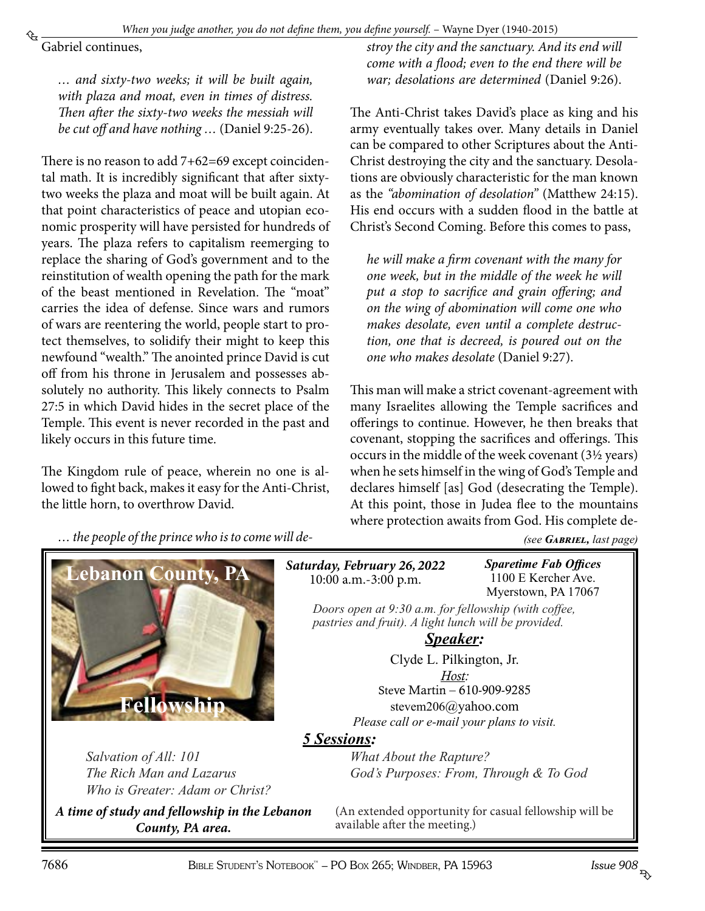Gabriel continues,

> *… and sixty-two weeks; it will be built again, with plaza and moat, even in times of distress. Then after the sixty-two weeks the messiah will be cut off and have nothing …* (Daniel 9:25-26).

There is no reason to add 7+62=69 except coincidental math. It is incredibly significant that after sixty-two weeks the plaza and moat will be built again. At that point characteristics of peace and utopian economic prosperity will have persisted for hundreds of years. The plaza refers to capitalism reemerging to replace the sharing of God's government and to the reinstitution of wealth opening the path for the mark of the beast mentioned in Revelation. The "moat" carries the idea of defense. Since wars and rumors of wars are reentering the world, people start to protect themselves, to solidify their might to keep this newfound "wealth." The anointed prince David is cut off from his throne in Jerusalem and possesses absolutely no authority. This likely connects to Psalm 27:5 in which David hides in the secret place of the Temple. This event is never recorded in the past and likely occurs in this future time.

The Kingdom rule of peace, wherein no one is allowed to fight back, makes it easy for the Anti-Christ, the little horn, to overthrow David.

> *… the people of the prince who is to come will destroy the city and the sanctuary. And its end will come with a flood; even to the end there will be war; desolations are determined* (Daniel 9:26).

The Anti-Christ takes David's place as king and his army eventually takes over. Many details in Daniel can be compared to other Scriptures about the Anti-Christ destroying the city and the sanctuary. Desolations are obviously characteristic for the man known as the *"abomination of desolation"* (Matthew 24:15). His end occurs with a sudden flood in the battle at Christ's Second Coming. Before this comes to pass,

> *he will make a firm covenant with the many for one week, but in the middle of the week he will put a stop to sacrifice and grain offering; and on the wing of abomination will come one who makes desolate, even until a complete destruction, one that is decreed, is poured out on the one who makes desolate* (Daniel 9:27).

This man will make a strict covenant-agreement with many Israelites allowing the Temple sacrifices and offerings to continue. However, he then breaks that covenant, stopping the sacrifices and offerings. This occurs in the middle of the week covenant (3½ years) when he sets himself in the wing of God's Temple and declares himself [as] God (desecrating the Temple). At this point, those in Judea flee to the mountains where protection awaits from God. His complete de-

*(see **Gabriel**, last page)*

---

**Lebanon County, PA Fellowship**

***Saturday, February 26, 2022***
10:00 a.m.-3:00 p.m.

***Sparetime Fab Offices***
1100 E Kercher Ave.
Myerstown, PA 17067

*Doors open at 9:30 a.m. for fellowship (with coffee, pastries and fruit). A light lunch will be provided.*

***Speaker:***
Clyde L. Pilkington, Jr.

*Host:*
Steve Martin – 610-909-9285
stevem206@yahoo.com
*Please call or e-mail your plans to visit.*

***5 Sessions:***

*Salvation of All: 101*
*The Rich Man and Lazarus*
*Who is Greater: Adam or Christ?*
*What About the Rapture?*
*God's Purposes: From, Through & To God*

***A time of study and fellowship in the Lebanon County, PA area.***

(An extended opportunity for casual fellowship will be available after the meeting.)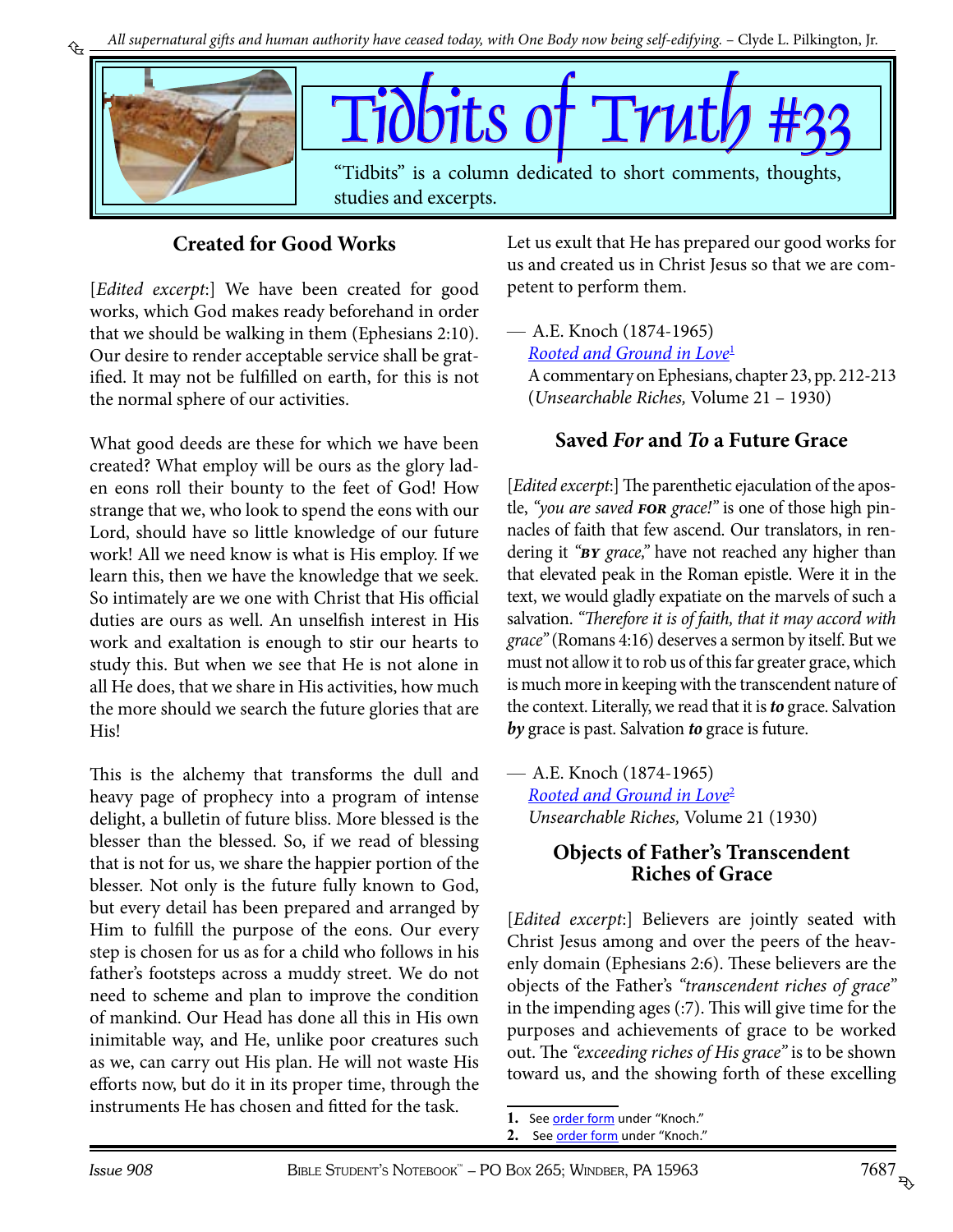# Tidbits of Truth #33

"Tidbits" is a column dedicated to short comments, thoughts, studies and excerpts.

## Created for Good Works

[*Edited excerpt*:] We have been created for good works, which God makes ready beforehand in order that we should be walking in them (Ephesians 2:10). Our desire to render acceptable service shall be gratified. It may not be fulfilled on earth, for this is not the normal sphere of our activities.

What good deeds are these for which we have been created? What employ will be ours as the glory laden eons roll their bounty to the feet of God! How strange that we, who look to spend the eons with our Lord, should have so little knowledge of our future work! All we need know is what is His employ. If we learn this, then we have the knowledge that we seek. So intimately are we one with Christ that His official duties are ours as well. An unselfish interest in His work and exaltation is enough to stir our hearts to study this. But when we see that He is not alone in all He does, that we share in His activities, how much the more should we search the future glories that are His!

This is the alchemy that transforms the dull and heavy page of prophecy into a program of intense delight, a bulletin of future bliss. More blessed is the blesser than the blessed. So, if we read of blessing that is not for us, we share the happier portion of the blesser. Not only is the future fully known to God, but every detail has been prepared and arranged by Him to fulfill the purpose of the eons. Our every step is chosen for us as for a child who follows in his father's footsteps across a muddy street. We do not need to scheme and plan to improve the condition of mankind. Our Head has done all this in His own inimitable way, and He, unlike poor creatures such as we, can carry out His plan. He will not waste His efforts now, but do it in its proper time, through the instruments He has chosen and fitted for the task.

Let us exult that He has prepared our good works for us and created us in Christ Jesus so that we are competent to perform them.

— A.E. Knoch (1874-1965)
*Rooted and Ground in Love*[1]
A commentary on Ephesians, chapter 23, pp. 212-213
(*Unsearchable Riches,* Volume 21 – 1930)

## Saved *For* and *To* a Future Grace

[*Edited excerpt*:] The parenthetic ejaculation of the apostle, *"you are saved **FOR** grace!"* is one of those high pinnacles of faith that few ascend. Our translators, in rendering it *"**BY** grace,"* have not reached any higher than that elevated peak in the Roman epistle. Were it in the text, we would gladly expatiate on the marvels of such a salvation. *"Therefore it is of faith, that it may accord with grace"* (Romans 4:16) deserves a sermon by itself. But we must not allow it to rob us of this far greater grace, which is much more in keeping with the transcendent nature of the context. Literally, we read that it is ***to*** grace. Salvation ***by*** grace is past. Salvation ***to*** grace is future.

— A.E. Knoch (1874-1965)
*Rooted and Ground in Love*[2]
*Unsearchable Riches,* Volume 21 (1930)

## Objects of Father's Transcendent Riches of Grace

[*Edited excerpt*:] Believers are jointly seated with Christ Jesus among and over the peers of the heavenly domain (Ephesians 2:6). These believers are the objects of the Father's *"transcendent riches of grace"* in the impending ages (:7). This will give time for the purposes and achievements of grace to be worked out. The *"exceeding riches of His grace"* is to be shown toward us, and the showing forth of these excelling

---

1. See order form under "Knoch."
2. See order form under "Knoch."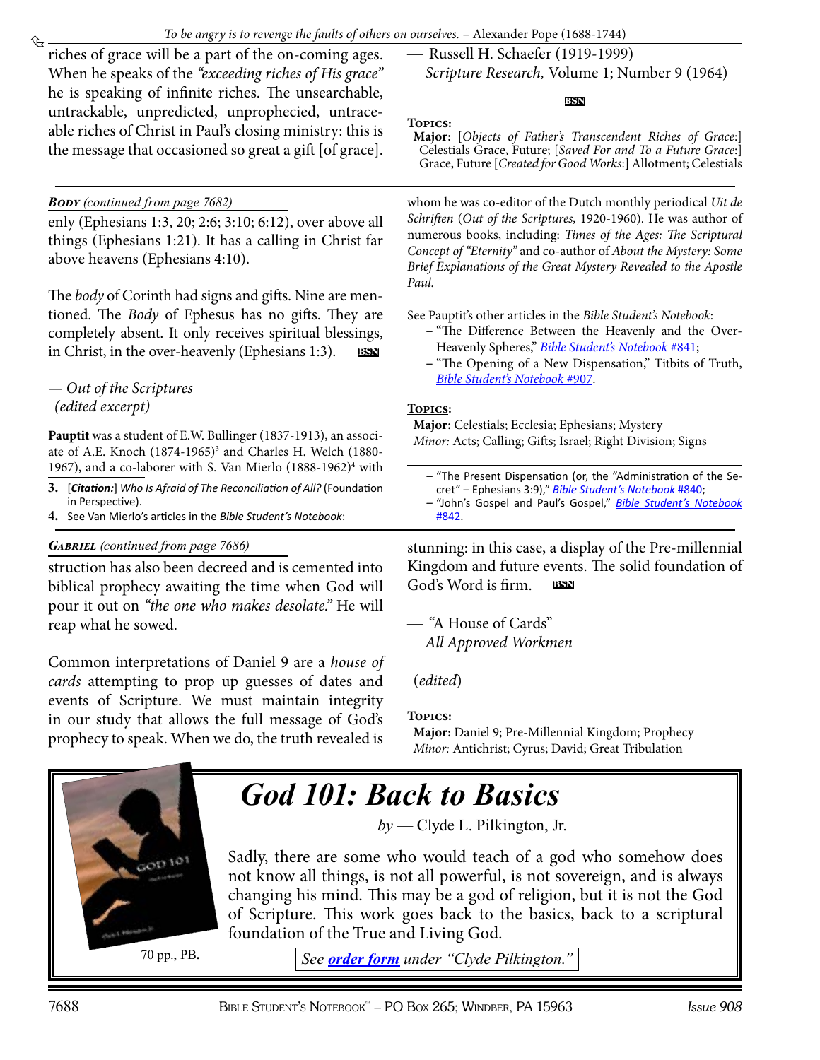riches of grace will be a part of the on-coming ages. When he speaks of the *"exceeding riches of His grace"* he is speaking of infinite riches. The unsearchable, untrackable, unpredicted, unprophecied, untraceable riches of Christ in Paul's closing ministry: this is the message that occasioned so great a gift [of grace].

— Russell H. Schaefer (1919-1999)
*Scripture Research,* Volume 1; Number 9 (1964)

BSN

**Topics:**
**Major:** [*Objects of Father's Transcendent Riches of Grace*:] Celestials Grace, Future; [*Saved For and To a Future Grace*:] Grace, Future [*Created for Good Works*:] Allotment; Celestials

***Body*** *(continued from page 7682)*

enly (Ephesians 1:3, 20; 2:6; 3:10; 6:12), over above all things (Ephesians 1:21). It has a calling in Christ far above heavens (Ephesians 4:10).

The *body* of Corinth had signs and gifts. Nine are mentioned. The *Body* of Ephesus has no gifts. They are completely absent. It only receives spiritual blessings, in Christ, in the over-heavenly (Ephesians 1:3). BSN

*— Out of the Scriptures*
*(edited excerpt)*

**Pauptit** was a student of E.W. Bullinger (1837-1913), an associate of A.E. Knoch (1874-1965)[3] and Charles H. Welch (1880-1967), and a co-laborer with S. Van Mierlo (1888-1962)[4] with whom he was co-editor of the Dutch monthly periodical *Uit de Schriften* (*Out of the Scriptures,* 1920-1960). He was author of numerous books, including: *Times of the Ages: The Scriptural Concept of "Eternity"* and co-author of *About the Mystery: Some Brief Explanations of the Great Mystery Revealed to the Apostle Paul.*

See Pauptit's other articles in the *Bible Student's Notebook*:
- "The Difference Between the Heavenly and the Over-Heavenly Spheres," *Bible Student's Notebook* #841;
- "The Opening of a New Dispensation," Titbits of Truth, *Bible Student's Notebook* #907.

**Topics:**
**Major:** Celestials; Ecclesia; Ephesians; Mystery
*Minor:* Acts; Calling; Gifts; Israel; Right Division; Signs

3. [***Citation:***] *Who Is Afraid of The Reconciliation of All?* (Foundation in Perspective).
4. See Van Mierlo's articles in the *Bible Student's Notebook*:
   - "The Present Dispensation (or, the "Administration of the Secret" – Ephesians 3:9)," *Bible Student's Notebook* #840;
   - "John's Gospel and Paul's Gospel," *Bible Student's Notebook* #842.

***Gabriel*** *(continued from page 7686)*

struction has also been decreed and is cemented into biblical prophecy awaiting the time when God will pour it out on *"the one who makes desolate."* He will reap what he sowed.

Common interpretations of Daniel 9 are a *house of cards* attempting to prop up guesses of dates and events of Scripture. We must maintain integrity in our study that allows the full message of God's prophecy to speak. When we do, the truth revealed is stunning: in this case, a display of the Pre-millennial Kingdom and future events. The solid foundation of God's Word is firm. BSN

— "A House of Cards"
*All Approved Workmen*

(*edited*)

**Topics:**
**Major:** Daniel 9; Pre-Millennial Kingdom; Prophecy
*Minor:* Antichrist; Cyrus; David; Great Tribulation

## *God 101: Back to Basics*

*by* — Clyde L. Pilkington, Jr.

Sadly, there are some who would teach of a god who somehow does not know all things, is not all powerful, is not sovereign, and is always changing his mind. This may be a god of religion, but it is not the God of Scripture. This work goes back to the basics, back to a scriptural foundation of the True and Living God.

70 pp., PB.

*See* ***order form*** *under "Clyde Pilkington."*